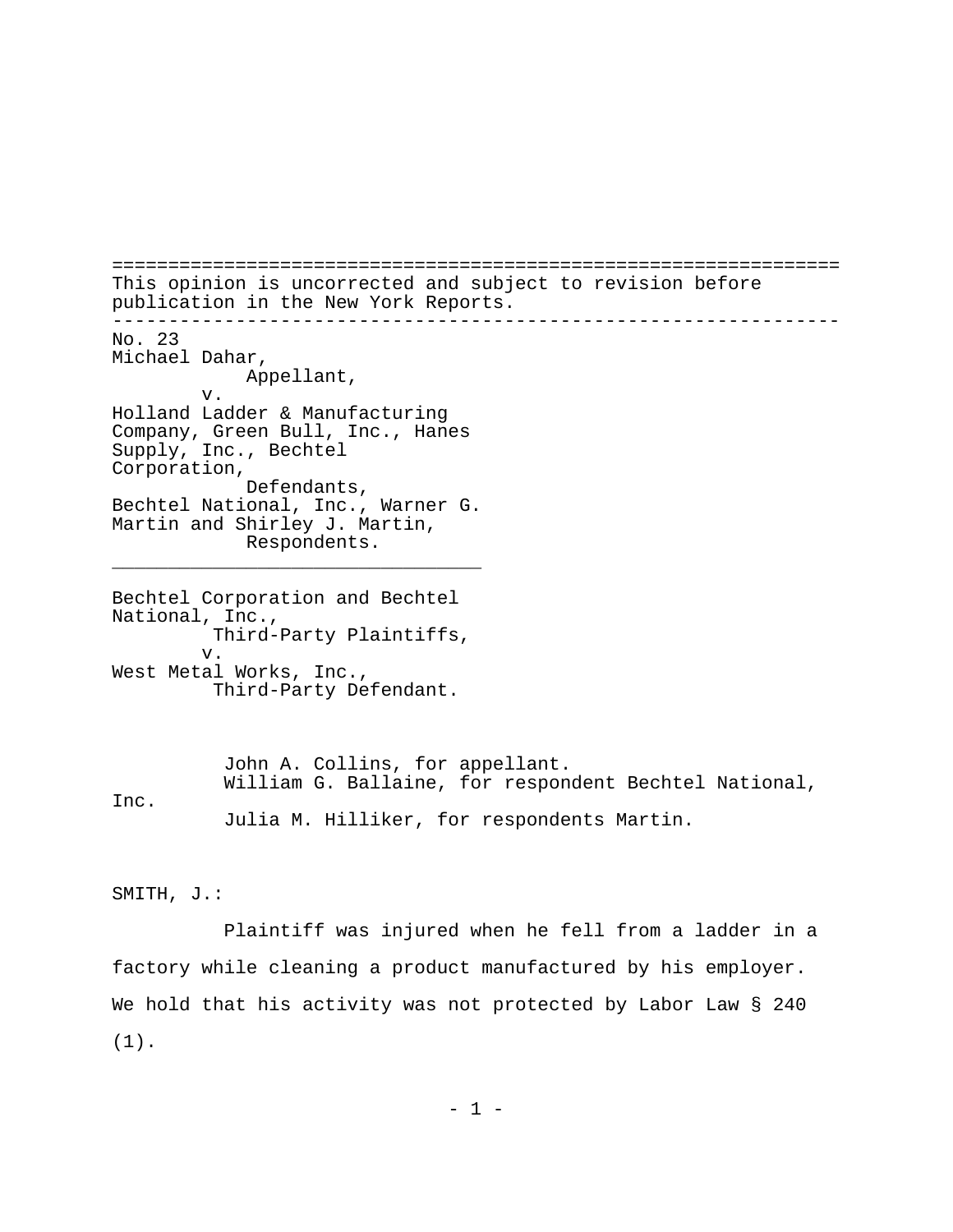This opinion is uncorrected and subject to revision before publication in the New York Reports.

---

No. 23
Michael Dahar,
Appellant,
v.
Holland Ladder & Manufacturing Company, Green Bull, Inc., Hanes Supply, Inc., Bechtel Corporation,
Defendants,
Bechtel National, Inc., Warner G. Martin and Shirley J. Martin,
Respondents.

---

Bechtel Corporation and Bechtel National, Inc.,
Third-Party Plaintiffs,
v.
West Metal Works, Inc.,
Third-Party Defendant.

John A. Collins, for appellant.
William G. Ballaine, for respondent Bechtel National, Inc.
Julia M. Hilliker, for respondents Martin.

SMITH, J.:

Plaintiff was injured when he fell from a ladder in a factory while cleaning a product manufactured by his employer. We hold that his activity was not protected by Labor Law § 240 (1).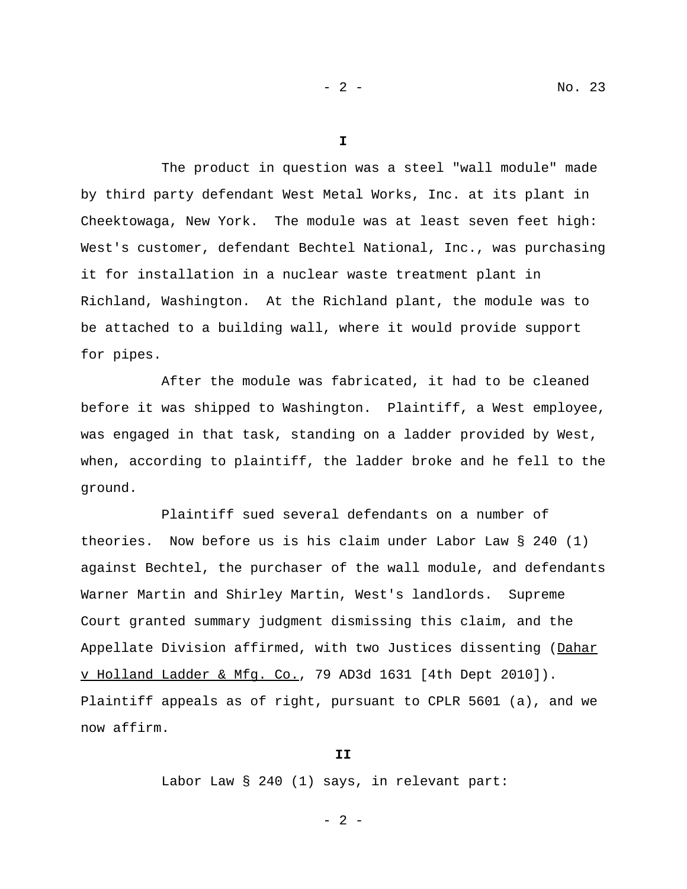**I**

The product in question was a steel "wall module" made by third party defendant West Metal Works, Inc. at its plant in Cheektowaga, New York. The module was at least seven feet high: West's customer, defendant Bechtel National, Inc., was purchasing it for installation in a nuclear waste treatment plant in Richland, Washington. At the Richland plant, the module was to be attached to a building wall, where it would provide support for pipes.

After the module was fabricated, it had to be cleaned before it was shipped to Washington. Plaintiff, a West employee, was engaged in that task, standing on a ladder provided by West, when, according to plaintiff, the ladder broke and he fell to the ground.

Plaintiff sued several defendants on a number of theories. Now before us is his claim under Labor Law § 240 (1) against Bechtel, the purchaser of the wall module, and defendants Warner Martin and Shirley Martin, West's landlords. Supreme Court granted summary judgment dismissing this claim, and the Appellate Division affirmed, with two Justices dissenting (Dahar v Holland Ladder & Mfg. Co., 79 AD3d 1631 [4th Dept 2010]). Plaintiff appeals as of right, pursuant to CPLR 5601 (a), and we now affirm.

**II**

Labor Law § 240 (1) says, in relevant part: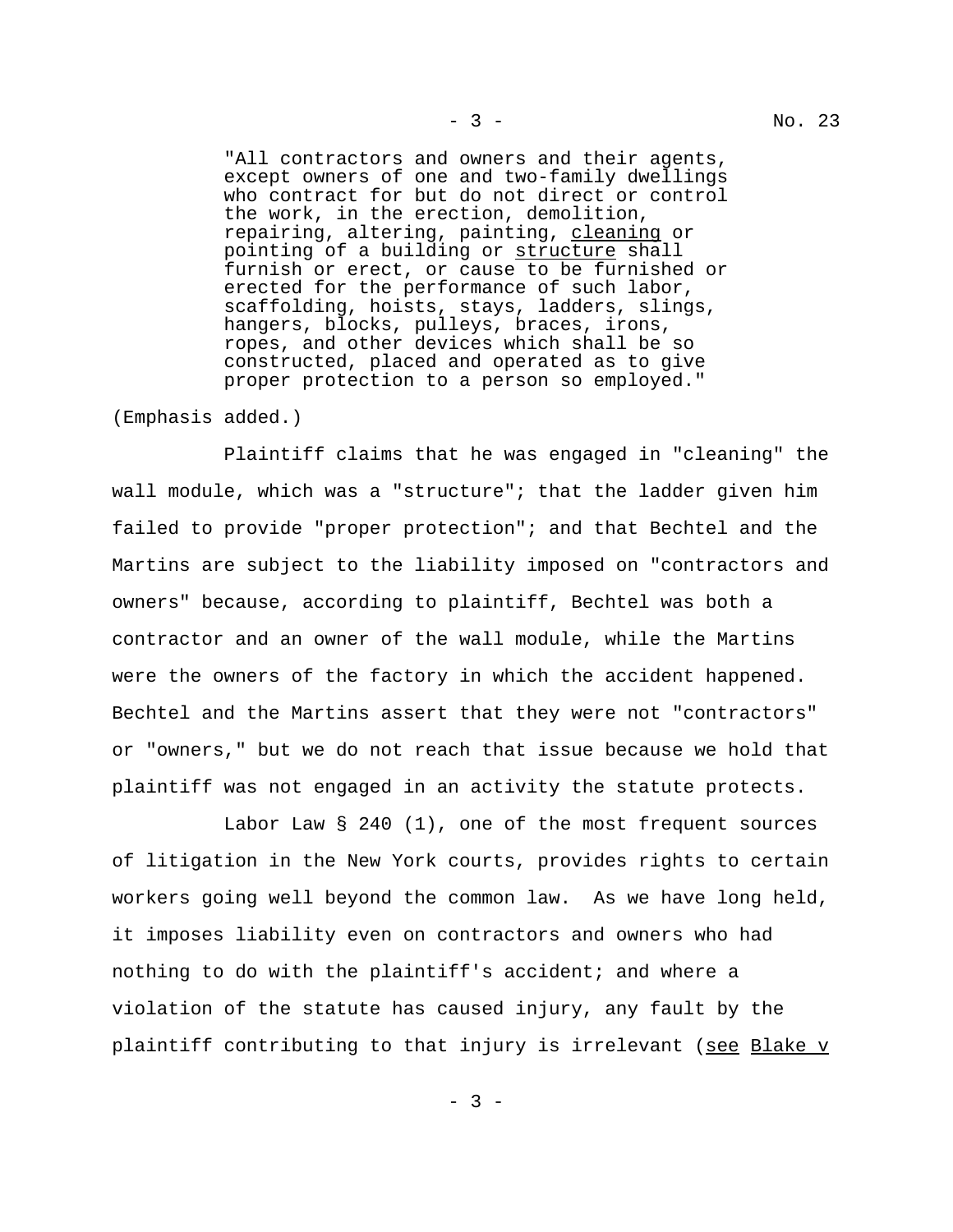> "All contractors and owners and their agents, except owners of one and two-family dwellings who contract for but do not direct or control the work, in the erection, demolition, repairing, altering, painting, <u>cleaning</u> or pointing of a building or <u>structure</u> shall furnish or erect, or cause to be furnished or erected for the performance of such labor, scaffolding, hoists, stays, ladders, slings, hangers, blocks, pulleys, braces, irons, ropes, and other devices which shall be so constructed, placed and operated as to give proper protection to a person so employed."

(Emphasis added.)

Plaintiff claims that he was engaged in "cleaning" the wall module, which was a "structure"; that the ladder given him failed to provide "proper protection"; and that Bechtel and the Martins are subject to the liability imposed on "contractors and owners" because, according to plaintiff, Bechtel was both a contractor and an owner of the wall module, while the Martins were the owners of the factory in which the accident happened. Bechtel and the Martins assert that they were not "contractors" or "owners," but we do not reach that issue because we hold that plaintiff was not engaged in an activity the statute protects.

Labor Law § 240 (1), one of the most frequent sources of litigation in the New York courts, provides rights to certain workers going well beyond the common law. As we have long held, it imposes liability even on contractors and owners who had nothing to do with the plaintiff's accident; and where a violation of the statute has caused injury, any fault by the plaintiff contributing to that injury is irrelevant (<u>see</u> <u>Blake v</u>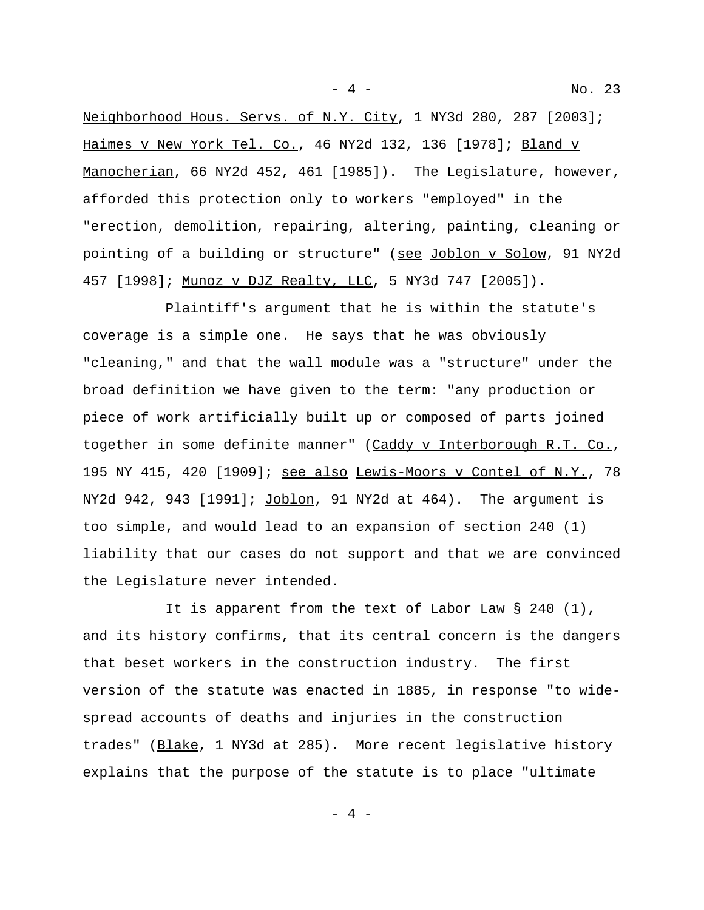Neighborhood Hous. Servs. of N.Y. City, 1 NY3d 280, 287 [2003]; Haimes v New York Tel. Co., 46 NY2d 132, 136 [1978]; Bland v Manocherian, 66 NY2d 452, 461 [1985]). The Legislature, however, afforded this protection only to workers "employed" in the "erection, demolition, repairing, altering, painting, cleaning or pointing of a building or structure" (see Joblon v Solow, 91 NY2d 457 [1998]; Munoz v DJZ Realty, LLC, 5 NY3d 747 [2005]).

Plaintiff's argument that he is within the statute's coverage is a simple one. He says that he was obviously "cleaning," and that the wall module was a "structure" under the broad definition we have given to the term: "any production or piece of work artificially built up or composed of parts joined together in some definite manner" (Caddy v Interborough R.T. Co., 195 NY 415, 420 [1909]; see also Lewis-Moors v Contel of N.Y., 78 NY2d 942, 943 [1991]; Joblon, 91 NY2d at 464). The argument is too simple, and would lead to an expansion of section 240 (1) liability that our cases do not support and that we are convinced the Legislature never intended.

It is apparent from the text of Labor Law § 240 (1), and its history confirms, that its central concern is the dangers that beset workers in the construction industry. The first version of the statute was enacted in 1885, in response "to wide-spread accounts of deaths and injuries in the construction trades" (Blake, 1 NY3d at 285). More recent legislative history explains that the purpose of the statute is to place "ultimate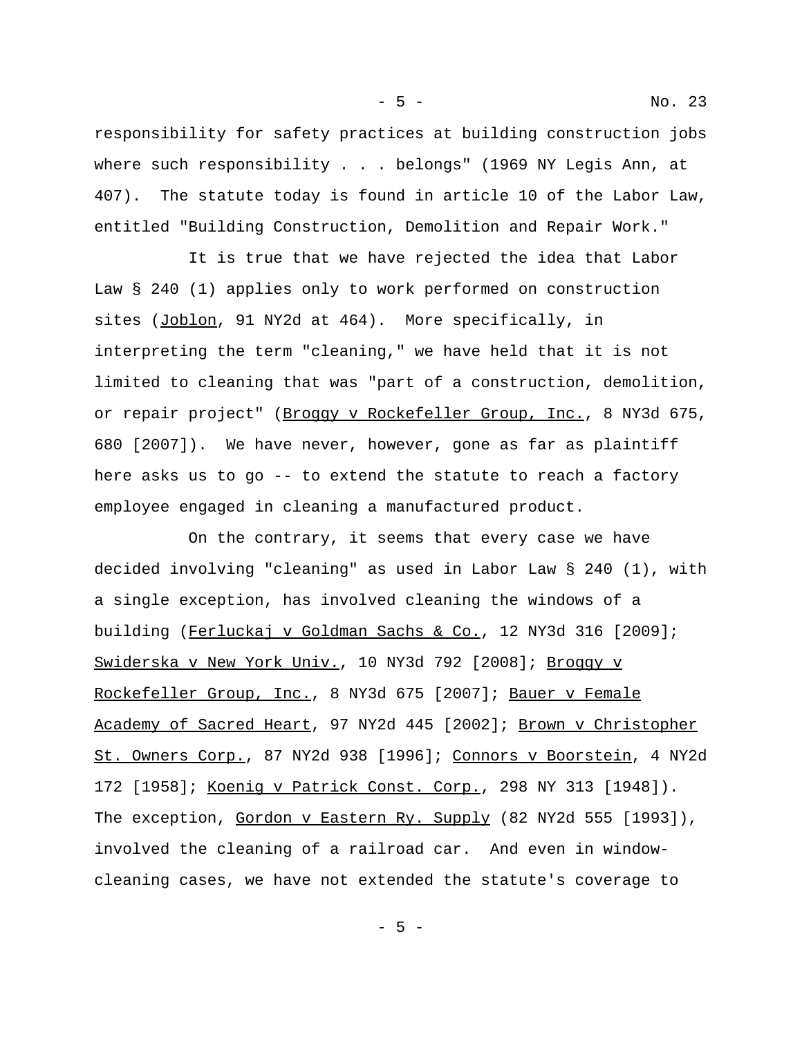responsibility for safety practices at building construction jobs where such responsibility . . . belongs" (1969 NY Legis Ann, at 407). The statute today is found in article 10 of the Labor Law, entitled "Building Construction, Demolition and Repair Work."

It is true that we have rejected the idea that Labor Law § 240 (1) applies only to work performed on construction sites (Joblon, 91 NY2d at 464). More specifically, in interpreting the term "cleaning," we have held that it is not limited to cleaning that was "part of a construction, demolition, or repair project" (Broggy v Rockefeller Group, Inc., 8 NY3d 675, 680 [2007]). We have never, however, gone as far as plaintiff here asks us to go -- to extend the statute to reach a factory employee engaged in cleaning a manufactured product.

On the contrary, it seems that every case we have decided involving "cleaning" as used in Labor Law § 240 (1), with a single exception, has involved cleaning the windows of a building (Ferluckaj v Goldman Sachs & Co., 12 NY3d 316 [2009]; Swiderska v New York Univ., 10 NY3d 792 [2008]; Broggy v Rockefeller Group, Inc., 8 NY3d 675 [2007]; Bauer v Female Academy of Sacred Heart, 97 NY2d 445 [2002]; Brown v Christopher St. Owners Corp., 87 NY2d 938 [1996]; Connors v Boorstein, 4 NY2d 172 [1958]; Koenig v Patrick Const. Corp., 298 NY 313 [1948]). The exception, Gordon v Eastern Ry. Supply (82 NY2d 555 [1993]), involved the cleaning of a railroad car. And even in window-cleaning cases, we have not extended the statute's coverage to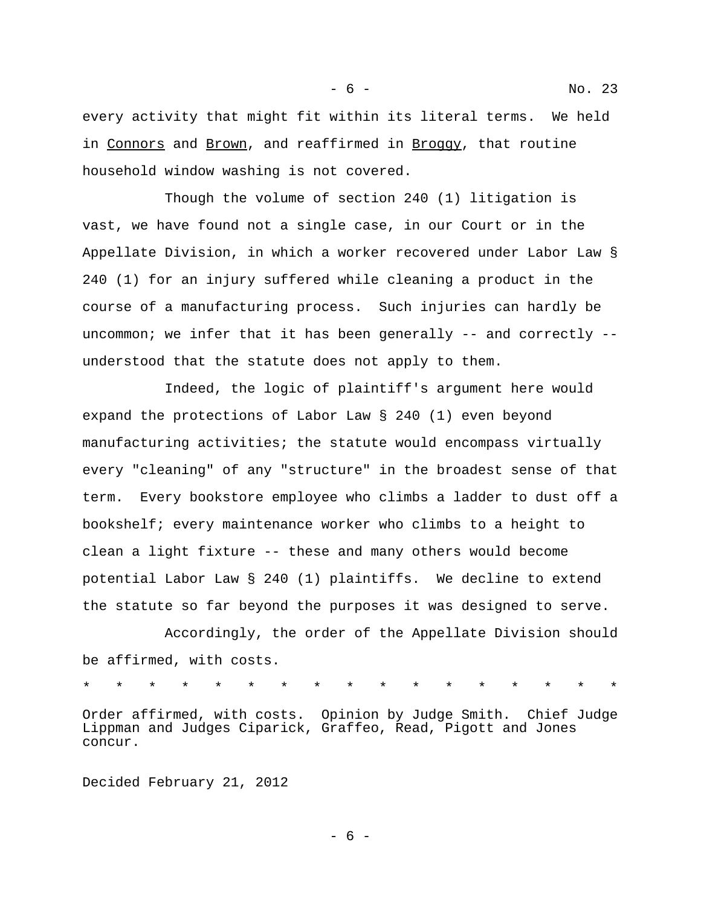every activity that might fit within its literal terms. We held in Connors and Brown, and reaffirmed in Broggy, that routine household window washing is not covered.

Though the volume of section 240 (1) litigation is vast, we have found not a single case, in our Court or in the Appellate Division, in which a worker recovered under Labor Law § 240 (1) for an injury suffered while cleaning a product in the course of a manufacturing process. Such injuries can hardly be uncommon; we infer that it has been generally -- and correctly -- understood that the statute does not apply to them.

Indeed, the logic of plaintiff's argument here would expand the protections of Labor Law § 240 (1) even beyond manufacturing activities; the statute would encompass virtually every "cleaning" of any "structure" in the broadest sense of that term. Every bookstore employee who climbs a ladder to dust off a bookshelf; every maintenance worker who climbs to a height to clean a light fixture -- these and many others would become potential Labor Law § 240 (1) plaintiffs. We decline to extend the statute so far beyond the purposes it was designed to serve.

Accordingly, the order of the Appellate Division should be affirmed, with costs.

\* \* \* \* \* \* \* \* \* \* \* \* \* \* \* \* \*

Order affirmed, with costs. Opinion by Judge Smith. Chief Judge Lippman and Judges Ciparick, Graffeo, Read, Pigott and Jones concur.

Decided February 21, 2012